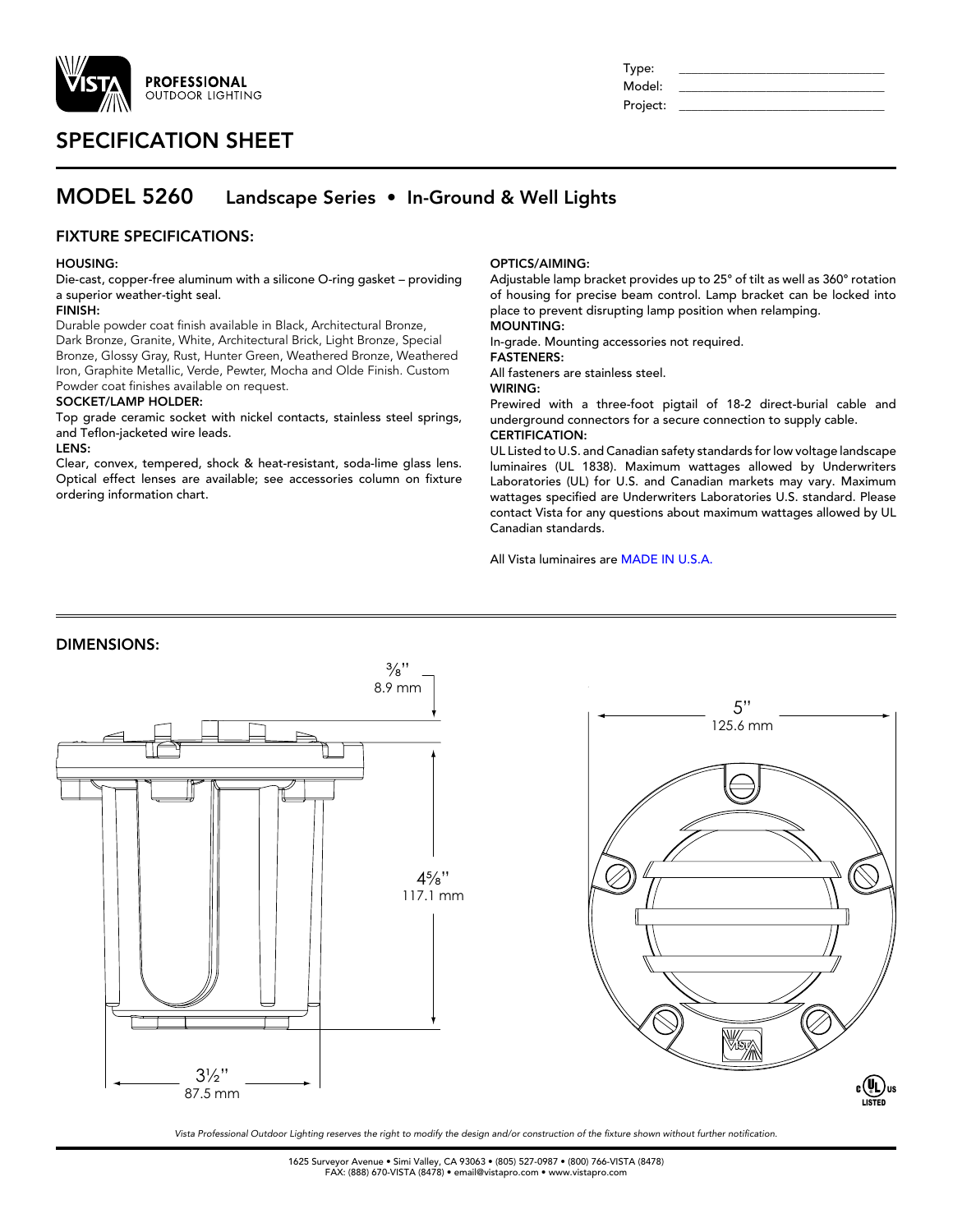**PROFESSIONAL** OUTDOOR LIGHTING

Type: ______________________
Model: ______________________
Project: ______________________

# SPECIFICATION SHEET

## MODEL 5260 Landscape Series • In-Ground & Well Lights

### FIXTURE SPECIFICATIONS:

**HOUSING:**
Die-cast, copper-free aluminum with a silicone O-ring gasket – providing a superior weather-tight seal.

**FINISH:**
Durable powder coat finish available in Black, Architectural Bronze, Dark Bronze, Granite, White, Architectural Brick, Light Bronze, Special Bronze, Glossy Gray, Rust, Hunter Green, Weathered Bronze, Weathered Iron, Graphite Metallic, Verde, Pewter, Mocha and Olde Finish. Custom Powder coat finishes available on request.

**SOCKET/LAMP HOLDER:**
Top grade ceramic socket with nickel contacts, stainless steel springs, and Teflon-jacketed wire leads.

**LENS:**
Clear, convex, tempered, shock & heat-resistant, soda-lime glass lens. Optical effect lenses are available; see accessories column on fixture ordering information chart.

**OPTICS/AIMING:**
Adjustable lamp bracket provides up to 25° of tilt as well as 360° rotation of housing for precise beam control. Lamp bracket can be locked into place to prevent disrupting lamp position when relamping.

**MOUNTING:**
In-grade. Mounting accessories not required.

**FASTENERS:**
All fasteners are stainless steel.

**WIRING:**
Prewired with a three-foot pigtail of 18-2 direct-burial cable and underground connectors for a secure connection to supply cable.

**CERTIFICATION:**
UL Listed to U.S. and Canadian safety standards for low voltage landscape luminaires (UL 1838). Maximum wattages allowed by Underwriters Laboratories (UL) for U.S. and Canadian markets may vary. Maximum wattages specified are Underwriters Laboratories U.S. standard. Please contact Vista for any questions about maximum wattages allowed by UL Canadian standards.

All Vista luminaires are MADE IN U.S.A.

### DIMENSIONS:

3/8" (8.9 mm)

4 5/8" (117.1 mm)

3 1/2" (87.5 mm)

5" (125.6 mm)

c UL us LISTED

*Vista Professional Outdoor Lighting reserves the right to modify the design and/or construction of the fixture shown without further notification.*

1625 Surveyor Avenue • Simi Valley, CA 93063 • (805) 527-0987 • (800) 766-VISTA (8478)
FAX: (888) 670-VISTA (8478) • email@vistapro.com • www.vistapro.com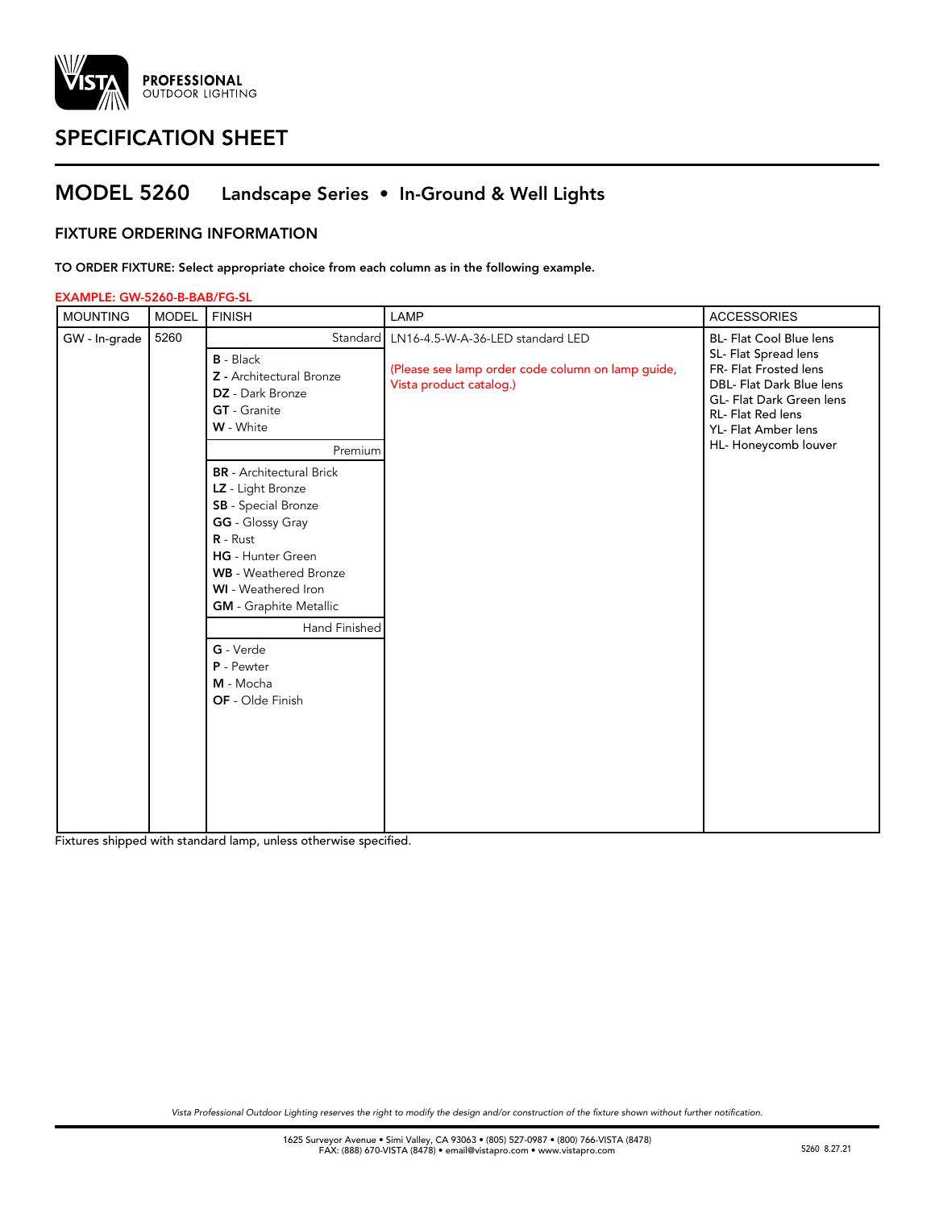PROFESSIONAL
OUTDOOR LIGHTING

## SPECIFICATION SHEET

# MODEL 5260 Landscape Series • In-Ground & Well Lights

### FIXTURE ORDERING INFORMATION

**TO ORDER FIXTURE: Select appropriate choice from each column as in the following example.**

**EXAMPLE: GW-5260-B-BAB/FG-SL**

| MOUNTING | MODEL | FINISH | LAMP | ACCESSORIES |
|---|---|---|---|---|
| GW - In-grade | 5260 | Standard<br>**B** - Black<br>**Z** - Architectural Bronze<br>**DZ** - Dark Bronze<br>**GT** - Granite<br>**W** - White<br>Premium<br>**BR** - Architectural Brick<br>**LZ** - Light Bronze<br>**SB** - Special Bronze<br>**GG** - Glossy Gray<br>**R** - Rust<br>**HG** - Hunter Green<br>**WB** - Weathered Bronze<br>**WI** - Weathered Iron<br>**GM** - Graphite Metallic<br>Hand Finished<br>**G** - Verde<br>**P** - Pewter<br>**M** - Mocha<br>**OF** - Olde Finish | LN16-4.5-W-A-36-LED standard LED<br><br>(Please see lamp order code column on lamp guide, Vista product catalog.) | BL- Flat Cool Blue lens<br>SL- Flat Spread lens<br>FR- Flat Frosted lens<br>DBL- Flat Dark Blue lens<br>GL- Flat Dark Green lens<br>RL- Flat Red lens<br>YL- Flat Amber lens<br>HL- Honeycomb louver |

Fixtures shipped with standard lamp, unless otherwise specified.

*Vista Professional Outdoor Lighting reserves the right to modify the design and/or construction of the fixture shown without further notification.*

1625 Surveyor Avenue • Simi Valley, CA 93063 • (805) 527-0987 • (800) 766-VISTA (8478)
FAX: (888) 670-VISTA (8478) • email@vistapro.com • www.vistapro.com

5260 8.27.21